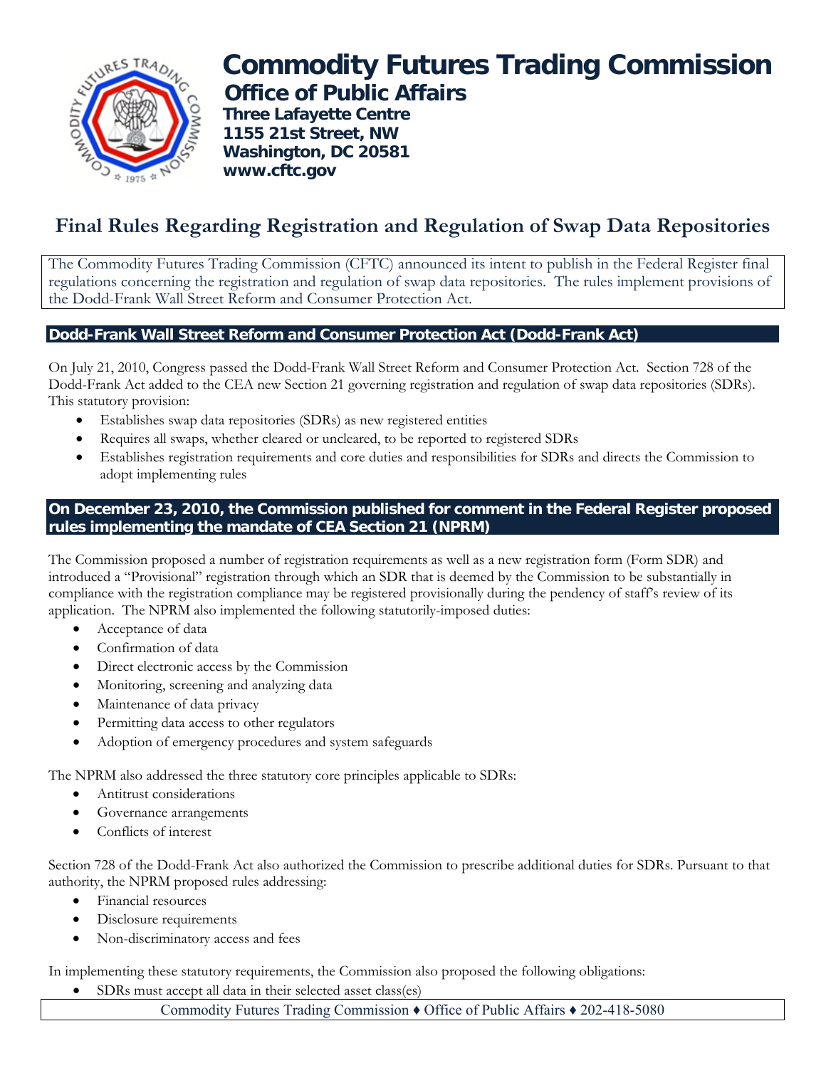# Commodity Futures Trading Commission

## Office of Public Affairs

**Three Lafayette Centre**
**1155 21st Street, NW**
**Washington, DC 20581**
**www.cftc.gov**

# Final Rules Regarding Registration and Regulation of Swap Data Repositories

The Commodity Futures Trading Commission (CFTC) announced its intent to publish in the Federal Register final regulations concerning the registration and regulation of swap data repositories. The rules implement provisions of the Dodd-Frank Wall Street Reform and Consumer Protection Act.

## Dodd-Frank Wall Street Reform and Consumer Protection Act (Dodd-Frank Act)

On July 21, 2010, Congress passed the Dodd-Frank Wall Street Reform and Consumer Protection Act. Section 728 of the Dodd-Frank Act added to the CEA new Section 21 governing registration and regulation of swap data repositories (SDRs). This statutory provision:

- Establishes swap data repositories (SDRs) as new registered entities
- Requires all swaps, whether cleared or uncleared, to be reported to registered SDRs
- Establishes registration requirements and core duties and responsibilities for SDRs and directs the Commission to adopt implementing rules

## On December 23, 2010, the Commission published for comment in the Federal Register proposed rules implementing the mandate of CEA Section 21 (NPRM)

The Commission proposed a number of registration requirements as well as a new registration form (Form SDR) and introduced a "Provisional" registration through which an SDR that is deemed by the Commission to be substantially in compliance with the registration compliance may be registered provisionally during the pendency of staff's review of its application. The NPRM also implemented the following statutorily-imposed duties:

- Acceptance of data
- Confirmation of data
- Direct electronic access by the Commission
- Monitoring, screening and analyzing data
- Maintenance of data privacy
- Permitting data access to other regulators
- Adoption of emergency procedures and system safeguards

The NPRM also addressed the three statutory core principles applicable to SDRs:

- Antitrust considerations
- Governance arrangements
- Conflicts of interest

Section 728 of the Dodd-Frank Act also authorized the Commission to prescribe additional duties for SDRs. Pursuant to that authority, the NPRM proposed rules addressing:

- Financial resources
- Disclosure requirements
- Non-discriminatory access and fees

In implementing these statutory requirements, the Commission also proposed the following obligations:

- SDRs must accept all data in their selected asset class(es)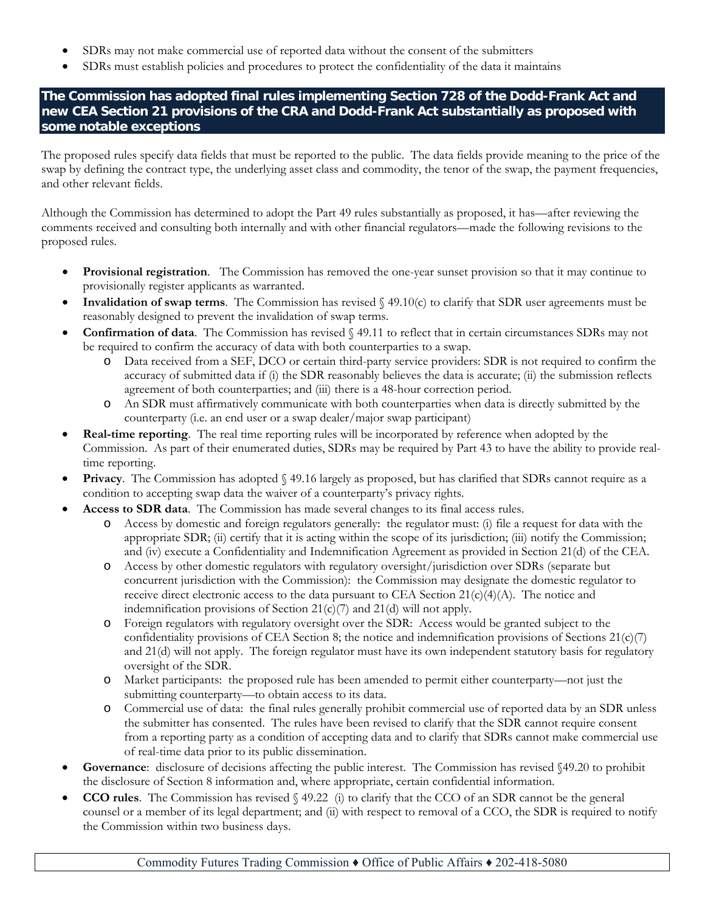- SDRs may not make commercial use of reported data without the consent of the submitters
- SDRs must establish policies and procedures to protect the confidentiality of the data it maintains

## The Commission has adopted final rules implementing Section 728 of the Dodd-Frank Act and new CEA Section 21 provisions of the CRA and Dodd-Frank Act substantially as proposed with some notable exceptions

The proposed rules specify data fields that must be reported to the public. The data fields provide meaning to the price of the swap by defining the contract type, the underlying asset class and commodity, the tenor of the swap, the payment frequencies, and other relevant fields.

Although the Commission has determined to adopt the Part 49 rules substantially as proposed, it has—after reviewing the comments received and consulting both internally and with other financial regulators—made the following revisions to the proposed rules.

- **Provisional registration**. The Commission has removed the one-year sunset provision so that it may continue to provisionally register applicants as warranted.
- **Invalidation of swap terms**. The Commission has revised § 49.10(c) to clarify that SDR user agreements must be reasonably designed to prevent the invalidation of swap terms.
- **Confirmation of data**. The Commission has revised § 49.11 to reflect that in certain circumstances SDRs may not be required to confirm the accuracy of data with both counterparties to a swap.
  - Data received from a SEF, DCO or certain third-party service providers: SDR is not required to confirm the accuracy of submitted data if (i) the SDR reasonably believes the data is accurate; (ii) the submission reflects agreement of both counterparties; and (iii) there is a 48-hour correction period.
  - An SDR must affirmatively communicate with both counterparties when data is directly submitted by the counterparty (i.e. an end user or a swap dealer/major swap participant)
- **Real-time reporting**. The real time reporting rules will be incorporated by reference when adopted by the Commission. As part of their enumerated duties, SDRs may be required by Part 43 to have the ability to provide real-time reporting.
- **Privacy**. The Commission has adopted § 49.16 largely as proposed, but has clarified that SDRs cannot require as a condition to accepting swap data the waiver of a counterparty's privacy rights.
- **Access to SDR data**. The Commission has made several changes to its final access rules.
  - Access by domestic and foreign regulators generally: the regulator must: (i) file a request for data with the appropriate SDR; (ii) certify that it is acting within the scope of its jurisdiction; (iii) notify the Commission; and (iv) execute a Confidentiality and Indemnification Agreement as provided in Section 21(d) of the CEA.
  - Access by other domestic regulators with regulatory oversight/jurisdiction over SDRs (separate but concurrent jurisdiction with the Commission): the Commission may designate the domestic regulator to receive direct electronic access to the data pursuant to CEA Section 21(c)(4)(A). The notice and indemnification provisions of Section 21(c)(7) and 21(d) will not apply.
  - Foreign regulators with regulatory oversight over the SDR: Access would be granted subject to the confidentiality provisions of CEA Section 8; the notice and indemnification provisions of Sections 21(c)(7) and 21(d) will not apply. The foreign regulator must have its own independent statutory basis for regulatory oversight of the SDR.
  - Market participants: the proposed rule has been amended to permit either counterparty—not just the submitting counterparty—to obtain access to its data.
  - Commercial use of data: the final rules generally prohibit commercial use of reported data by an SDR unless the submitter has consented. The rules have been revised to clarify that the SDR cannot require consent from a reporting party as a condition of accepting data and to clarify that SDRs cannot make commercial use of real-time data prior to its public dissemination.
- **Governance**: disclosure of decisions affecting the public interest. The Commission has revised §49.20 to prohibit the disclosure of Section 8 information and, where appropriate, certain confidential information.
- **CCO rules**. The Commission has revised § 49.22 (i) to clarify that the CCO of an SDR cannot be the general counsel or a member of its legal department; and (ii) with respect to removal of a CCO, the SDR is required to notify the Commission within two business days.